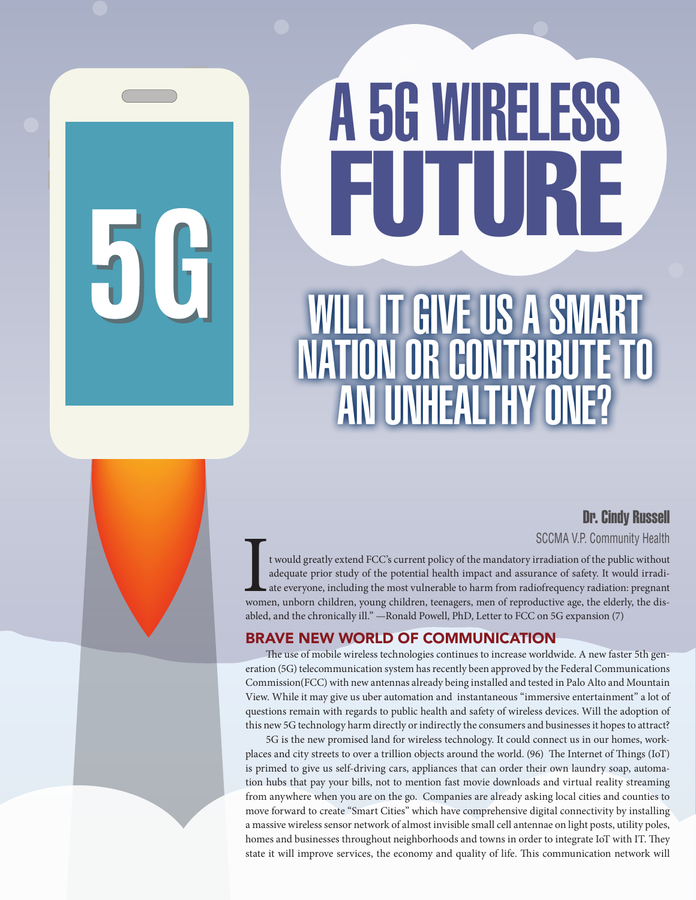# A 5G WIRELESS FUTURE

## WILL IT GIVE US A SMART NATION OR CONTRIBUTE TO AN UNHEALTHY ONE?

**Dr. Cindy Russell**

SCCMA V.P. Community Health

"It would greatly extend FCC's current policy of the mandatory irradiation of the public without adequate prior study of the potential health impact and assurance of safety. It would irradiate everyone, including the most vulnerable to harm from radiofrequency radiation: pregnant women, unborn children, young children, teenagers, men of reproductive age, the elderly, the disabled, and the chronically ill." —Ronald Powell, PhD, Letter to FCC on 5G expansion (7)

### BRAVE NEW WORLD OF COMMUNICATION

The use of mobile wireless technologies continues to increase worldwide. A new faster 5th generation (5G) telecommunication system has recently been approved by the Federal Communications Commission(FCC) with new antennas already being installed and tested in Palo Alto and Mountain View. While it may give us uber automation and instantaneous "immersive entertainment" a lot of questions remain with regards to public health and safety of wireless devices. Will the adoption of this new 5G technology harm directly or indirectly the consumers and businesses it hopes to attract?

5G is the new promised land for wireless technology. It could connect us in our homes, workplaces and city streets to over a trillion objects around the world. (96) The Internet of Things (IoT) is primed to give us self-driving cars, appliances that can order their own laundry soap, automation hubs that pay your bills, not to mention fast movie downloads and virtual reality streaming from anywhere when you are on the go. Companies are already asking local cities and counties to move forward to create "Smart Cities" which have comprehensive digital connectivity by installing a massive wireless sensor network of almost invisible small cell antennae on light posts, utility poles, homes and businesses throughout neighborhoods and towns in order to integrate IoT with IT. They state it will improve services, the economy and quality of life. This communication network will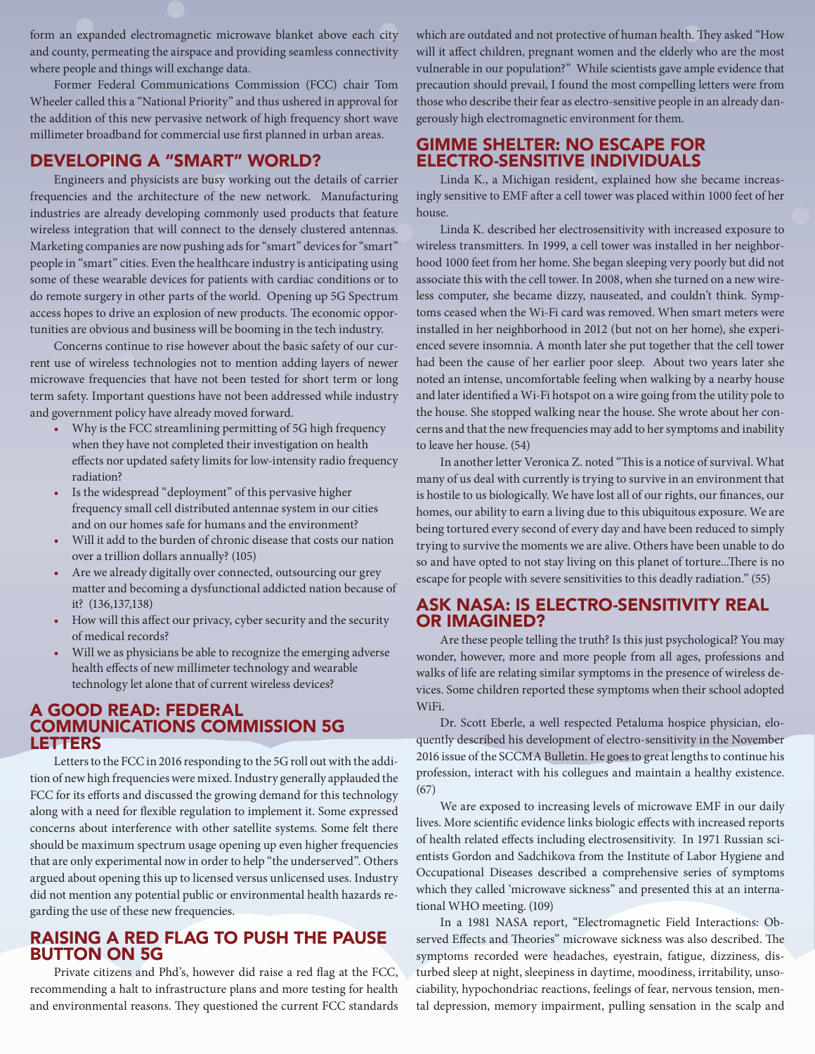form an expanded electromagnetic microwave blanket above each city and county, permeating the airspace and providing seamless connectivity where people and things will exchange data.

Former Federal Communications Commission (FCC) chair Tom Wheeler called this a "National Priority" and thus ushered in approval for the addition of this new pervasive network of high frequency short wave millimeter broadband for commercial use first planned in urban areas.

## DEVELOPING A "SMART" WORLD?

Engineers and physicists are busy working out the details of carrier frequencies and the architecture of the new network. Manufacturing industries are already developing commonly used products that feature wireless integration that will connect to the densely clustered antennas. Marketing companies are now pushing ads for "smart" devices for "smart" people in "smart" cities. Even the healthcare industry is anticipating using some of these wearable devices for patients with cardiac conditions or to do remote surgery in other parts of the world. Opening up 5G Spectrum access hopes to drive an explosion of new products. The economic opportunities are obvious and business will be booming in the tech industry.

Concerns continue to rise however about the basic safety of our current use of wireless technologies not to mention adding layers of newer microwave frequencies that have not been tested for short term or long term safety. Important questions have not been addressed while industry and government policy have already moved forward.

- Why is the FCC streamlining permitting of 5G high frequency when they have not completed their investigation on health effects nor updated safety limits for low-intensity radio frequency radiation?
- Is the widespread "deployment" of this pervasive higher frequency small cell distributed antennae system in our cities and on our homes safe for humans and the environment?
- Will it add to the burden of chronic disease that costs our nation over a trillion dollars annually? (105)
- Are we already digitally over connected, outsourcing our grey matter and becoming a dysfunctional addicted nation because of it? (136,137,138)
- How will this affect our privacy, cyber security and the security of medical records?
- Will we as physicians be able to recognize the emerging adverse health effects of new millimeter technology and wearable technology let alone that of current wireless devices?

## A GOOD READ: FEDERAL COMMUNICATIONS COMMISSION 5G LETTERS

Letters to the FCC in 2016 responding to the 5G roll out with the addition of new high frequencies were mixed. Industry generally applauded the FCC for its efforts and discussed the growing demand for this technology along with a need for flexible regulation to implement it. Some expressed concerns about interference with other satellite systems. Some felt there should be maximum spectrum usage opening up even higher frequencies that are only experimental now in order to help "the underserved". Others argued about opening this up to licensed versus unlicensed uses. Industry did not mention any potential public or environmental health hazards regarding the use of these new frequencies.

## RAISING A RED FLAG TO PUSH THE PAUSE BUTTON ON 5G

Private citizens and Phd's, however did raise a red flag at the FCC, recommending a halt to infrastructure plans and more testing for health and environmental reasons. They questioned the current FCC standards which are outdated and not protective of human health. They asked "How will it affect children, pregnant women and the elderly who are the most vulnerable in our population?" While scientists gave ample evidence that precaution should prevail, I found the most compelling letters were from those who describe their fear as electro-sensitive people in an already dangerously high electromagnetic environment for them.

## GIMME SHELTER: NO ESCAPE FOR ELECTRO-SENSITIVE INDIVIDUALS

Linda K., a Michigan resident, explained how she became increasingly sensitive to EMF after a cell tower was placed within 1000 feet of her house.

Linda K. described her electrosensitivity with increased exposure to wireless transmitters. In 1999, a cell tower was installed in her neighborhood 1000 feet from her home. She began sleeping very poorly but did not associate this with the cell tower. In 2008, when she turned on a new wireless computer, she became dizzy, nauseated, and couldn't think. Symptoms ceased when the Wi-Fi card was removed. When smart meters were installed in her neighborhood in 2012 (but not on her home), she experienced severe insomnia. A month later she put together that the cell tower had been the cause of her earlier poor sleep. About two years later she noted an intense, uncomfortable feeling when walking by a nearby house and later identified a Wi-Fi hotspot on a wire going from the utility pole to the house. She stopped walking near the house. She wrote about her concerns and that the new frequencies may add to her symptoms and inability to leave her house. (54)

In another letter Veronica Z. noted "This is a notice of survival. What many of us deal with currently is trying to survive in an environment that is hostile to us biologically. We have lost all of our rights, our finances, our homes, our ability to earn a living due to this ubiquitous exposure. We are being tortured every second of every day and have been reduced to simply trying to survive the moments we are alive. Others have been unable to do so and have opted to not stay living on this planet of torture...There is no escape for people with severe sensitivities to this deadly radiation." (55)

## ASK NASA: IS ELECTRO-SENSITIVITY REAL OR IMAGINED?

Are these people telling the truth? Is this just psychological? You may wonder, however, more and more people from all ages, professions and walks of life are relating similar symptoms in the presence of wireless devices. Some children reported these symptoms when their school adopted WiFi.

Dr. Scott Eberle, a well respected Petaluma hospice physician, eloquently described his development of electro-sensitivity in the November 2016 issue of the SCCMA Bulletin. He goes to great lengths to continue his profession, interact with his collegues and maintain a healthy existence. (67)

We are exposed to increasing levels of microwave EMF in our daily lives. More scientific evidence links biologic effects with increased reports of health related effects including electrosensitivity. In 1971 Russian scientists Gordon and Sadchikova from the Institute of Labor Hygiene and Occupational Diseases described a comprehensive series of symptoms which they called 'microwave sickness" and presented this at an international WHO meeting. (109)

In a 1981 NASA report, "Electromagnetic Field Interactions: Observed Effects and Theories" microwave sickness was also described. The symptoms recorded were headaches, eyestrain, fatigue, dizziness, disturbed sleep at night, sleepiness in daytime, moodiness, irritability, unsociability, hypochondriac reactions, feelings of fear, nervous tension, mental depression, memory impairment, pulling sensation in the scalp and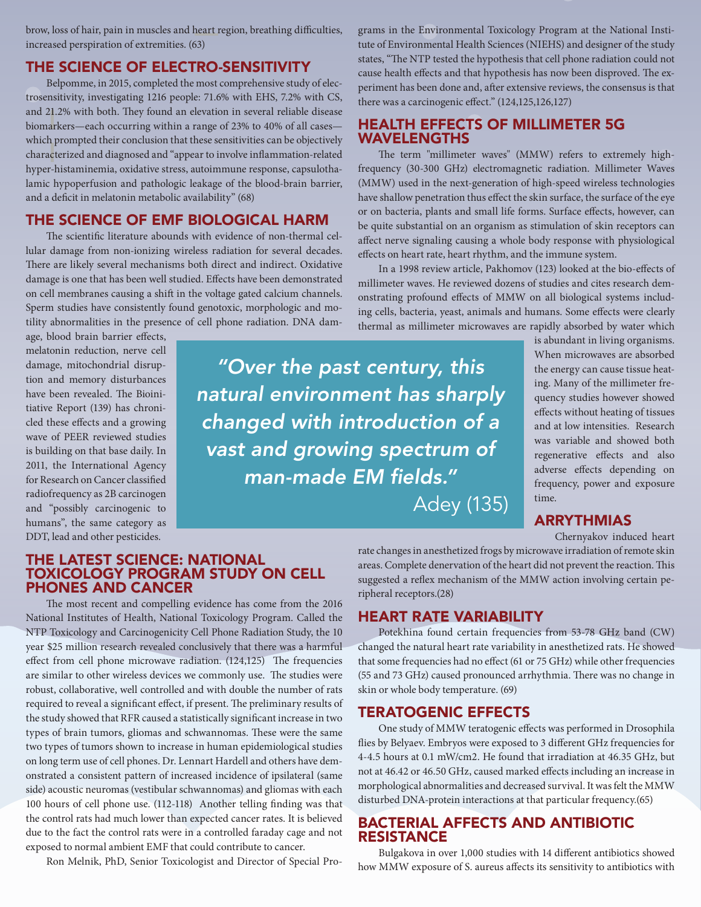brow, loss of hair, pain in muscles and heart region, breathing difficulties, increased perspiration of extremities. (63)

## THE SCIENCE OF ELECTRO-SENSITIVITY

Belpomme, in 2015, completed the most comprehensive study of electrosensitivity, investigating 1216 people: 71.6% with EHS, 7.2% with CS, and 21.2% with both. They found an elevation in several reliable disease biomarkers—each occurring within a range of 23% to 40% of all cases—which prompted their conclusion that these sensitivities can be objectively characterized and diagnosed and "appear to involve inflammation-related hyper-histaminemia, oxidative stress, autoimmune response, capsulothalamic hypoperfusion and pathologic leakage of the blood-brain barrier, and a deficit in melatonin metabolic availability" (68)

## THE SCIENCE OF EMF BIOLOGICAL HARM

The scientific literature abounds with evidence of non-thermal cellular damage from non-ionizing wireless radiation for several decades. There are likely several mechanisms both direct and indirect. Oxidative damage is one that has been well studied. Effects have been demonstrated on cell membranes causing a shift in the voltage gated calcium channels. Sperm studies have consistently found genotoxic, morphologic and motility abnormalities in the presence of cell phone radiation. DNA damage, blood brain barrier effects, melatonin reduction, nerve cell damage, mitochondrial disruption and memory disturbances have been revealed. The Bioinitiative Report (139) has chronicled these effects and a growing wave of PEER reviewed studies is building on that base daily. In 2011, the International Agency for Research on Cancer classified radiofrequency as 2B carcinogen and "possibly carcinogenic to humans", the same category as DDT, lead and other pesticides.

> *"Over the past century, this natural environment has sharply changed with introduction of a vast and growing spectrum of man-made EM fields."*
>
> Adey (135)

## THE LATEST SCIENCE: NATIONAL TOXICOLOGY PROGRAM STUDY ON CELL PHONES AND CANCER

The most recent and compelling evidence has come from the 2016 National Institutes of Health, National Toxicology Program. Called the NTP Toxicology and Carcinogenicity Cell Phone Radiation Study, the 10 year $25 million research revealed conclusively that there was a harmful effect from cell phone microwave radiation. (124,125) The frequencies are similar to other wireless devices we commonly use. The studies were robust, collaborative, well controlled and with double the number of rats required to reveal a significant effect, if present. The preliminary results of the study showed that RFR caused a statistically significant increase in two types of brain tumors, gliomas and schwannomas. These were the same two types of tumors shown to increase in human epidemiological studies on long term use of cell phones. Dr. Lennart Hardell and others have demonstrated a consistent pattern of increased incidence of ipsilateral (same side) acoustic neuromas (vestibular schwannomas) and gliomas with each 100 hours of cell phone use. (112-118) Another telling finding was that the control rats had much lower than expected cancer rates. It is believed due to the fact the control rats were in a controlled faraday cage and not exposed to normal ambient EMF that could contribute to cancer.

Ron Melnik, PhD, Senior Toxicologist and Director of Special Programs in the Environmental Toxicology Program at the National Institute of Environmental Health Sciences (NIEHS) and designer of the study states, "The NTP tested the hypothesis that cell phone radiation could not cause health effects and that hypothesis has now been disproved. The experiment has been done and, after extensive reviews, the consensus is that there was a carcinogenic effect." (124,125,126,127)

## HEALTH EFFECTS OF MILLIMETER 5G WAVELENGTHS

The term "millimeter waves" (MMW) refers to extremely high-frequency (30-300 GHz) electromagnetic radiation. Millimeter Waves (MMW) used in the next-generation of high-speed wireless technologies have shallow penetration thus effect the skin surface, the surface of the eye or on bacteria, plants and small life forms. Surface effects, however, can be quite substantial on an organism as stimulation of skin receptors can affect nerve signaling causing a whole body response with physiological effects on heart rate, heart rhythm, and the immune system.

In a 1998 review article, Pakhomov (123) looked at the bio-effects of millimeter waves. He reviewed dozens of studies and cites research demonstrating profound effects of MMW on all biological systems including cells, bacteria, yeast, animals and humans. Some effects were clearly thermal as millimeter microwaves are rapidly absorbed by water which is abundant in living organisms. When microwaves are absorbed the energy can cause tissue heating. Many of the millimeter frequency studies however showed effects without heating of tissues and at low intensities. Research was variable and showed both regenerative effects and also adverse effects depending on frequency, power and exposure time.

## ARRYTHMIAS

Chernyakov induced heart rate changes in anesthetized frogs by microwave irradiation of remote skin areas. Complete denervation of the heart did not prevent the reaction. This suggested a reflex mechanism of the MMW action involving certain peripheral receptors.(28)

## HEART RATE VARIABILITY

Potekhina found certain frequencies from 53-78 GHz band (CW) changed the natural heart rate variability in anesthetized rats. He showed that some frequencies had no effect (61 or 75 GHz) while other frequencies (55 and 73 GHz) caused pronounced arrhythmia. There was no change in skin or whole body temperature. (69)

## TERATOGENIC EFFECTS

One study of MMW teratogenic effects was performed in Drosophila flies by Belyaev. Embryos were exposed to 3 different GHz frequencies for 4-4.5 hours at 0.1 mW/cm2. He found that irradiation at 46.35 GHz, but not at 46.42 or 46.50 GHz, caused marked effects including an increase in morphological abnormalities and decreased survival. It was felt the MMW disturbed DNA-protein interactions at that particular frequency.(65)

## BACTERIAL AFFECTS AND ANTIBIOTIC RESISTANCE

Bulgakova in over 1,000 studies with 14 different antibiotics showed how MMW exposure of S. aureus affects its sensitivity to antibiotics with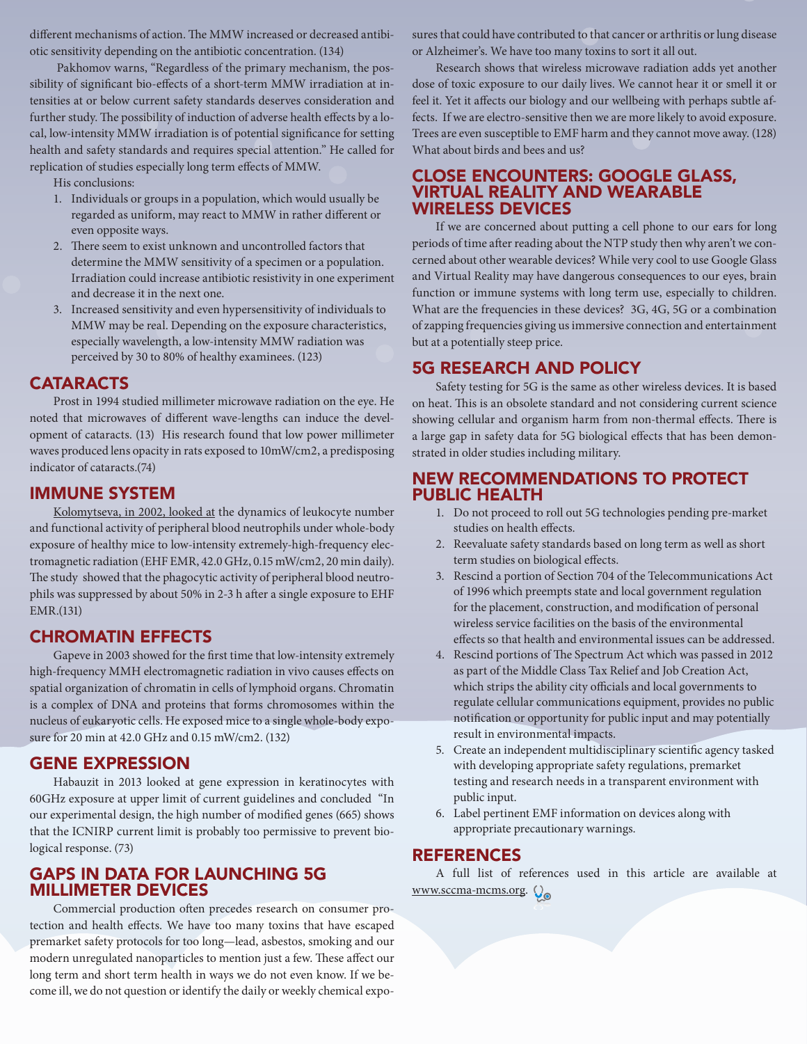different mechanisms of action. The MMW increased or decreased antibiotic sensitivity depending on the antibiotic concentration. (134)

Pakhomov warns, "Regardless of the primary mechanism, the possibility of significant bio-effects of a short-term MMW irradiation at intensities at or below current safety standards deserves consideration and further study. The possibility of induction of adverse health effects by a local, low-intensity MMW irradiation is of potential significance for setting health and safety standards and requires special attention." He called for replication of studies especially long term effects of MMW.

His conclusions:

1. Individuals or groups in a population, which would usually be regarded as uniform, may react to MMW in rather different or even opposite ways.
2. There seem to exist unknown and uncontrolled factors that determine the MMW sensitivity of a specimen or a population. Irradiation could increase antibiotic resistivity in one experiment and decrease it in the next one.
3. Increased sensitivity and even hypersensitivity of individuals to MMW may be real. Depending on the exposure characteristics, especially wavelength, a low-intensity MMW radiation was perceived by 30 to 80% of healthy examinees. (123)

## CATARACTS

Prost in 1994 studied millimeter microwave radiation on the eye. He noted that microwaves of different wave-lengths can induce the development of cataracts. (13) His research found that low power millimeter waves produced lens opacity in rats exposed to 10mW/cm2, a predisposing indicator of cataracts.(74)

## IMMUNE SYSTEM

Kolomytseva, in 2002, looked at the dynamics of leukocyte number and functional activity of peripheral blood neutrophils under whole-body exposure of healthy mice to low-intensity extremely-high-frequency electromagnetic radiation (EHF EMR, 42.0 GHz, 0.15 mW/cm2, 20 min daily). The study showed that the phagocytic activity of peripheral blood neutrophils was suppressed by about 50% in 2-3 h after a single exposure to EHF EMR.(131)

## CHROMATIN EFFECTS

Gapeve in 2003 showed for the first time that low-intensity extremely high-frequency MMH electromagnetic radiation in vivo causes effects on spatial organization of chromatin in cells of lymphoid organs. Chromatin is a complex of DNA and proteins that forms chromosomes within the nucleus of eukaryotic cells. He exposed mice to a single whole-body exposure for 20 min at 42.0 GHz and 0.15 mW/cm2. (132)

## GENE EXPRESSION

Habauzit in 2013 looked at gene expression in keratinocytes with 60GHz exposure at upper limit of current guidelines and concluded "In our experimental design, the high number of modified genes (665) shows that the ICNIRP current limit is probably too permissive to prevent biological response. (73)

## GAPS IN DATA FOR LAUNCHING 5G MILLIMETER DEVICES

Commercial production often precedes research on consumer protection and health effects. We have too many toxins that have escaped premarket safety protocols for too long—lead, asbestos, smoking and our modern unregulated nanoparticles to mention just a few. These affect our long term and short term health in ways we do not even know. If we become ill, we do not question or identify the daily or weekly chemical exposures that could have contributed to that cancer or arthritis or lung disease or Alzheimer's. We have too many toxins to sort it all out.

Research shows that wireless microwave radiation adds yet another dose of toxic exposure to our daily lives. We cannot hear it or smell it or feel it. Yet it affects our biology and our wellbeing with perhaps subtle affects. If we are electro-sensitive then we are more likely to avoid exposure. Trees are even susceptible to EMF harm and they cannot move away. (128) What about birds and bees and us?

## CLOSE ENCOUNTERS: GOOGLE GLASS, VIRTUAL REALITY AND WEARABLE WIRELESS DEVICES

If we are concerned about putting a cell phone to our ears for long periods of time after reading about the NTP study then why aren't we concerned about other wearable devices? While very cool to use Google Glass and Virtual Reality may have dangerous consequences to our eyes, brain function or immune systems with long term use, especially to children. What are the frequencies in these devices? 3G, 4G, 5G or a combination of zapping frequencies giving us immersive connection and entertainment but at a potentially steep price.

## 5G RESEARCH AND POLICY

Safety testing for 5G is the same as other wireless devices. It is based on heat. This is an obsolete standard and not considering current science showing cellular and organism harm from non-thermal effects. There is a large gap in safety data for 5G biological effects that has been demonstrated in older studies including military.

## NEW RECOMMENDATIONS TO PROTECT PUBLIC HEALTH

1. Do not proceed to roll out 5G technologies pending pre-market studies on health effects.
2. Reevaluate safety standards based on long term as well as short term studies on biological effects.
3. Rescind a portion of Section 704 of the Telecommunications Act of 1996 which preempts state and local government regulation for the placement, construction, and modification of personal wireless service facilities on the basis of the environmental effects so that health and environmental issues can be addressed.
4. Rescind portions of The Spectrum Act which was passed in 2012 as part of the Middle Class Tax Relief and Job Creation Act, which strips the ability city officials and local governments to regulate cellular communications equipment, provides no public notification or opportunity for public input and may potentially result in environmental impacts.
5. Create an independent multidisciplinary scientific agency tasked with developing appropriate safety regulations, premarket testing and research needs in a transparent environment with public input.
6. Label pertinent EMF information on devices along with appropriate precautionary warnings.

## REFERENCES

A full list of references used in this article are available at www.sccma-mcms.org.